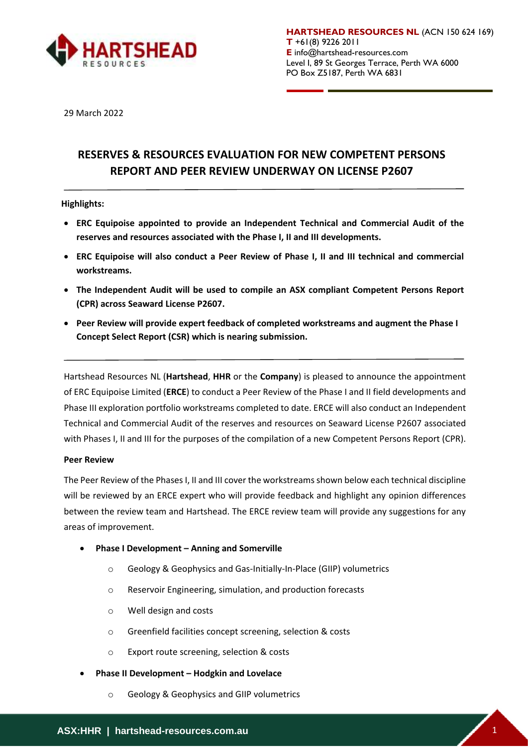**HARTSHEAD RESOURCES NL** (ACN 150 624 169)
**T** +61(8) 9226 2011
**E** info@hartshead-resources.com
Level I, 89 St Georges Terrace, Perth WA 6000
PO Box Z5187, Perth WA 6831

29 March 2022

# RESERVES & RESOURCES EVALUATION FOR NEW COMPETENT PERSONS REPORT AND PEER REVIEW UNDERWAY ON LICENSE P2607

**Highlights:**

- **ERC Equipoise appointed to provide an Independent Technical and Commercial Audit of the reserves and resources associated with the Phase I, II and III developments.**
- **ERC Equipoise will also conduct a Peer Review of Phase I, II and III technical and commercial workstreams.**
- **The Independent Audit will be used to compile an ASX compliant Competent Persons Report (CPR) across Seaward License P2607.**
- **Peer Review will provide expert feedback of completed workstreams and augment the Phase I Concept Select Report (CSR) which is nearing submission.**

Hartshead Resources NL (**Hartshead**, **HHR** or the **Company**) is pleased to announce the appointment of ERC Equipoise Limited (**ERCE**) to conduct a Peer Review of the Phase I and II field developments and Phase III exploration portfolio workstreams completed to date. ERCE will also conduct an Independent Technical and Commercial Audit of the reserves and resources on Seaward License P2607 associated with Phases I, II and III for the purposes of the compilation of a new Competent Persons Report (CPR).

**Peer Review**

The Peer Review of the Phases I, II and III cover the workstreams shown below each technical discipline will be reviewed by an ERCE expert who will provide feedback and highlight any opinion differences between the review team and Hartshead. The ERCE review team will provide any suggestions for any areas of improvement.

- **Phase I Development – Anning and Somerville**
  - Geology & Geophysics and Gas-Initially-In-Place (GIIP) volumetrics
  - Reservoir Engineering, simulation, and production forecasts
  - Well design and costs
  - Greenfield facilities concept screening, selection & costs
  - Export route screening, selection & costs
- **Phase II Development – Hodgkin and Lovelace**
  - Geology & Geophysics and GIIP volumetrics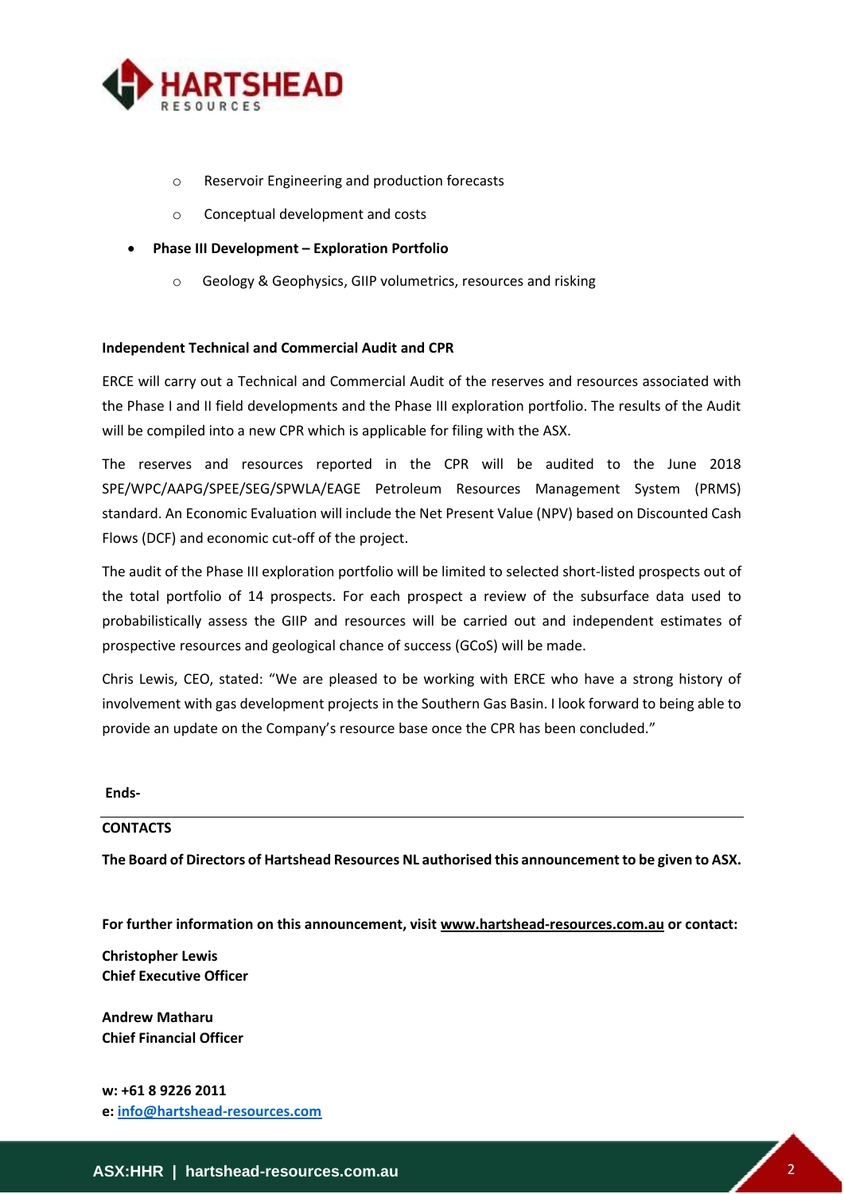- Reservoir Engineering and production forecasts
  - Conceptual development and costs
- **Phase III Development – Exploration Portfolio**
  - Geology & Geophysics, GIIP volumetrics, resources and risking

**Independent Technical and Commercial Audit and CPR**

ERCE will carry out a Technical and Commercial Audit of the reserves and resources associated with the Phase I and II field developments and the Phase III exploration portfolio. The results of the Audit will be compiled into a new CPR which is applicable for filing with the ASX.

The reserves and resources reported in the CPR will be audited to the June 2018 SPE/WPC/AAPG/SPEE/SEG/SPWLA/EAGE Petroleum Resources Management System (PRMS) standard. An Economic Evaluation will include the Net Present Value (NPV) based on Discounted Cash Flows (DCF) and economic cut-off of the project.

The audit of the Phase III exploration portfolio will be limited to selected short-listed prospects out of the total portfolio of 14 prospects. For each prospect a review of the subsurface data used to probabilistically assess the GIIP and resources will be carried out and independent estimates of prospective resources and geological chance of success (GCoS) will be made.

Chris Lewis, CEO, stated: "We are pleased to be working with ERCE who have a strong history of involvement with gas development projects in the Southern Gas Basin. I look forward to being able to provide an update on the Company's resource base once the CPR has been concluded."

**Ends-**

---

**CONTACTS**

**The Board of Directors of Hartshead Resources NL authorised this announcement to be given to ASX.**

**For further information on this announcement, visit www.hartshead-resources.com.au or contact:**

**Christopher Lewis**
**Chief Executive Officer**

**Andrew Matharu**
**Chief Financial Officer**

**w: +61 8 9226 2011**
**e: info@hartshead-resources.com**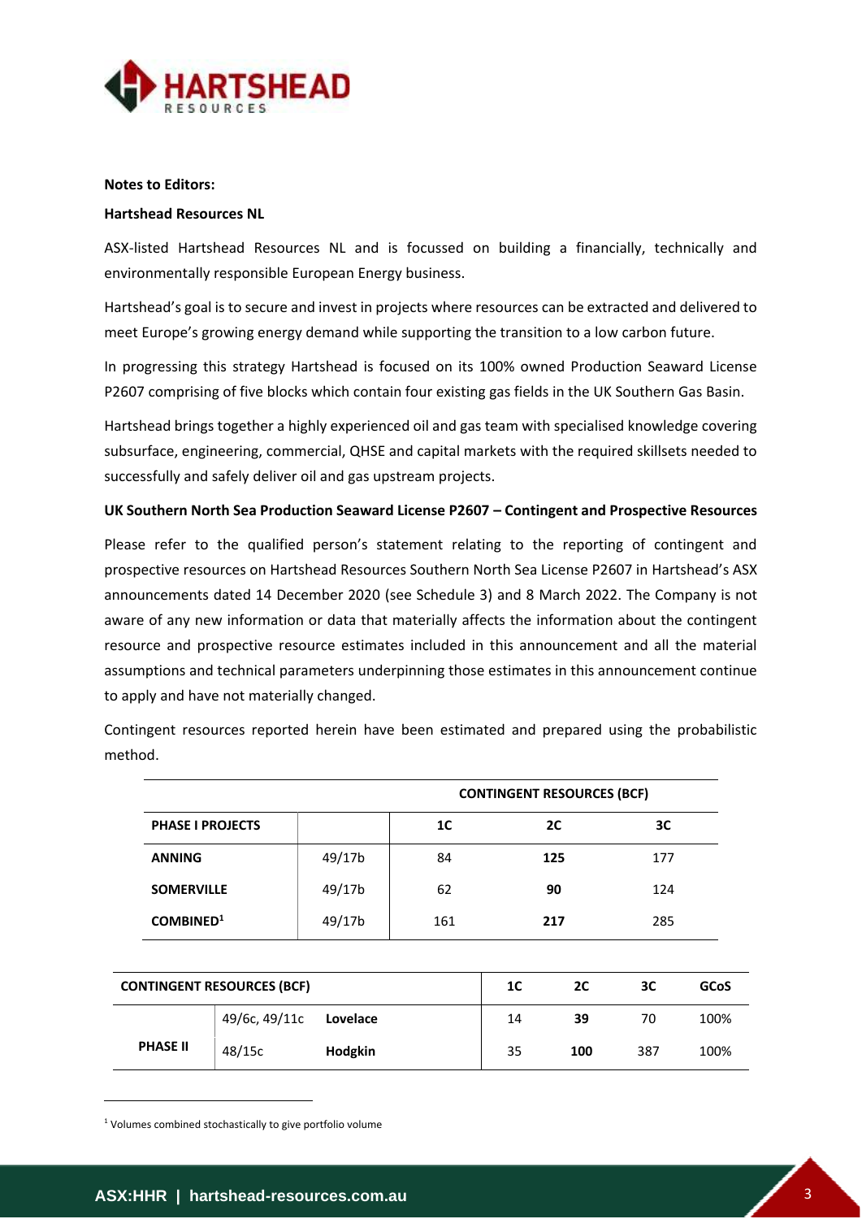**Notes to Editors:**

**Hartshead Resources NL**

ASX-listed Hartshead Resources NL and is focussed on building a financially, technically and environmentally responsible European Energy business.

Hartshead's goal is to secure and invest in projects where resources can be extracted and delivered to meet Europe's growing energy demand while supporting the transition to a low carbon future.

In progressing this strategy Hartshead is focused on its 100% owned Production Seaward License P2607 comprising of five blocks which contain four existing gas fields in the UK Southern Gas Basin.

Hartshead brings together a highly experienced oil and gas team with specialised knowledge covering subsurface, engineering, commercial, QHSE and capital markets with the required skillsets needed to successfully and safely deliver oil and gas upstream projects.

**UK Southern North Sea Production Seaward License P2607 – Contingent and Prospective Resources**

Please refer to the qualified person's statement relating to the reporting of contingent and prospective resources on Hartshead Resources Southern North Sea License P2607 in Hartshead's ASX announcements dated 14 December 2020 (see Schedule 3) and 8 March 2022. The Company is not aware of any new information or data that materially affects the information about the contingent resource and prospective resource estimates included in this announcement and all the material assumptions and technical parameters underpinning those estimates in this announcement continue to apply and have not materially changed.

Contingent resources reported herein have been estimated and prepared using the probabilistic method.

| | | CONTINGENT RESOURCES (BCF) | | |
|---|---|---|---|---|
| **PHASE I PROJECTS** | | **1C** | **2C** | **3C** |
| **ANNING** | 49/17b | 84 | **125** | 177 |
| **SOMERVILLE** | 49/17b | 62 | **90** | 124 |
| **COMBINED**[1] | 49/17b | 161 | **217** | 285 |

| **CONTINGENT RESOURCES (BCF)** | | | **1C** | **2C** | **3C** | **GCoS** |
|---|---|---|---|---|---|---|
| **PHASE II** | 49/6c, 49/11c | **Lovelace** | 14 | **39** | 70 | 100% |
| | 48/15c | **Hodgkin** | 35 | **100** | 387 | 100% |

[1] Volumes combined stochastically to give portfolio volume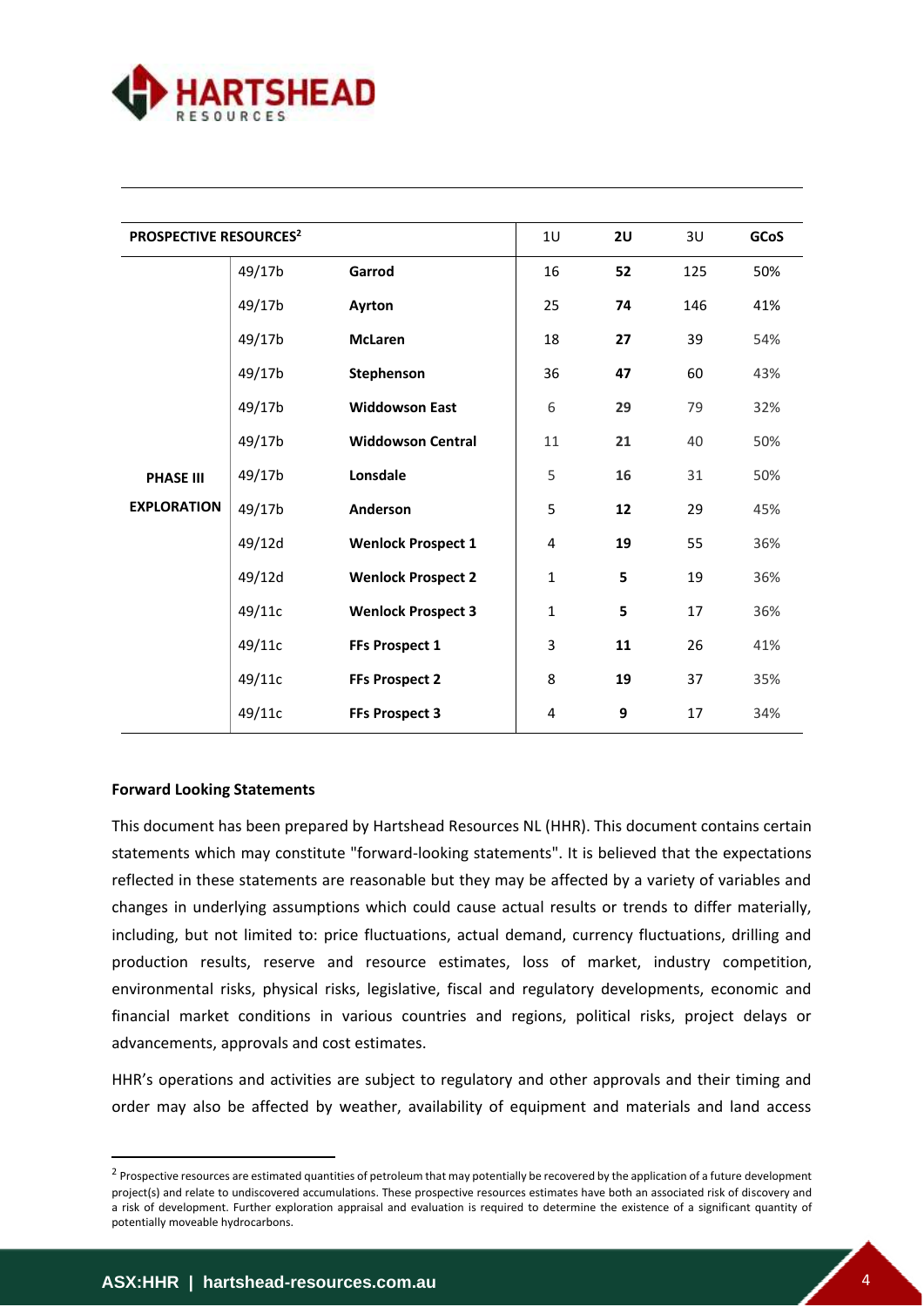| PROSPECTIVE RESOURCES[2] | | | 1U | **2U** | 3U | **GCoS** |
|---|---|---|---|---|---|---|
| PHASE III EXPLORATION | 49/17b | **Garrod** | 16 | **52** | 125 | 50% |
| | 49/17b | **Ayrton** | 25 | **74** | 146 | 41% |
| | 49/17b | **McLaren** | 18 | **27** | 39 | 54% |
| | 49/17b | **Stephenson** | 36 | **47** | 60 | 43% |
| | 49/17b | **Widdowson East** | 6 | **29** | 79 | 32% |
| | 49/17b | **Widdowson Central** | 11 | **21** | 40 | 50% |
| | 49/17b | **Lonsdale** | 5 | **16** | 31 | 50% |
| | 49/17b | **Anderson** | 5 | **12** | 29 | 45% |
| | 49/12d | **Wenlock Prospect 1** | 4 | **19** | 55 | 36% |
| | 49/12d | **Wenlock Prospect 2** | 1 | **5** | 19 | 36% |
| | 49/11c | **Wenlock Prospect 3** | 1 | **5** | 17 | 36% |
| | 49/11c | **FFs Prospect 1** | 3 | **11** | 26 | 41% |
| | 49/11c | **FFs Prospect 2** | 8 | **19** | 37 | 35% |
| | 49/11c | **FFs Prospect 3** | 4 | **9** | 17 | 34% |

**Forward Looking Statements**

This document has been prepared by Hartshead Resources NL (HHR). This document contains certain statements which may constitute "forward-looking statements". It is believed that the expectations reflected in these statements are reasonable but they may be affected by a variety of variables and changes in underlying assumptions which could cause actual results or trends to differ materially, including, but not limited to: price fluctuations, actual demand, currency fluctuations, drilling and production results, reserve and resource estimates, loss of market, industry competition, environmental risks, physical risks, legislative, fiscal and regulatory developments, economic and financial market conditions in various countries and regions, political risks, project delays or advancements, approvals and cost estimates.

HHR's operations and activities are subject to regulatory and other approvals and their timing and order may also be affected by weather, availability of equipment and materials and land access

[2] Prospective resources are estimated quantities of petroleum that may potentially be recovered by the application of a future development project(s) and relate to undiscovered accumulations. These prospective resources estimates have both an associated risk of discovery and a risk of development. Further exploration appraisal and evaluation is required to determine the existence of a significant quantity of potentially moveable hydrocarbons.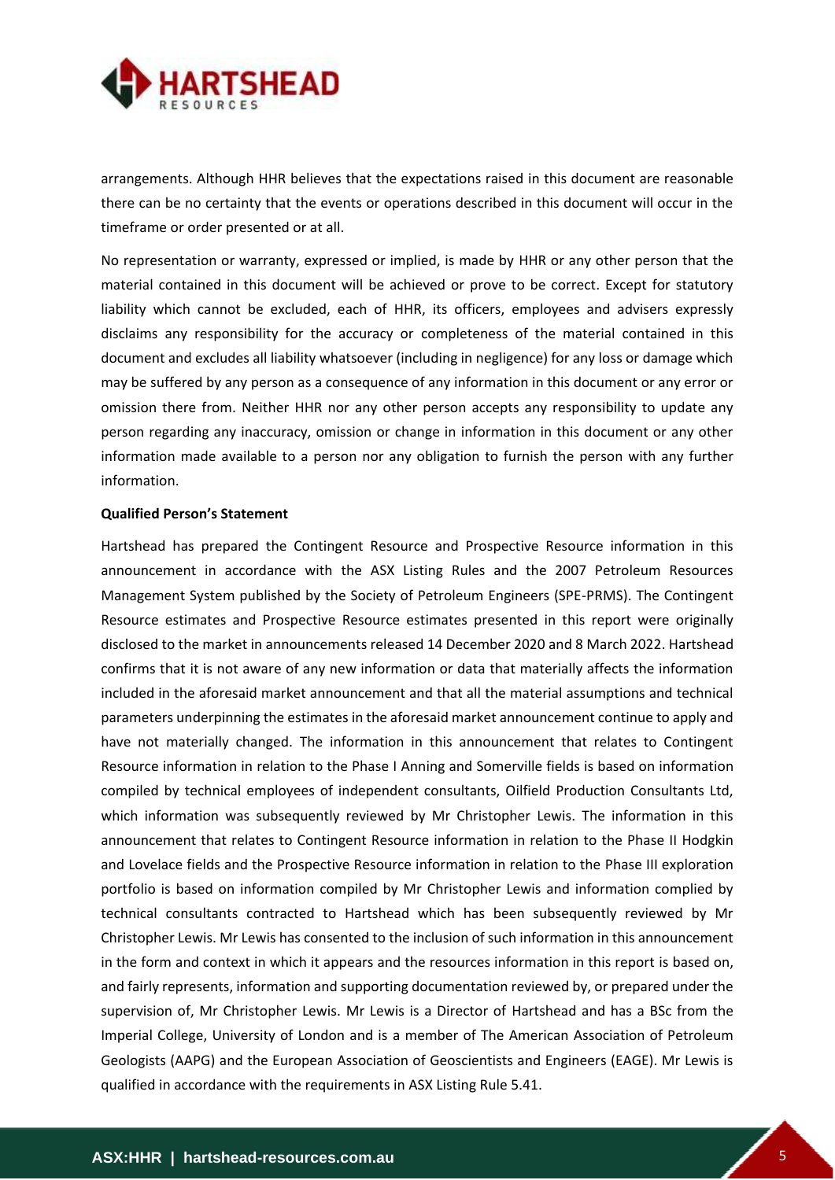arrangements. Although HHR believes that the expectations raised in this document are reasonable there can be no certainty that the events or operations described in this document will occur in the timeframe or order presented or at all.

No representation or warranty, expressed or implied, is made by HHR or any other person that the material contained in this document will be achieved or prove to be correct. Except for statutory liability which cannot be excluded, each of HHR, its officers, employees and advisers expressly disclaims any responsibility for the accuracy or completeness of the material contained in this document and excludes all liability whatsoever (including in negligence) for any loss or damage which may be suffered by any person as a consequence of any information in this document or any error or omission there from. Neither HHR nor any other person accepts any responsibility to update any person regarding any inaccuracy, omission or change in information in this document or any other information made available to a person nor any obligation to furnish the person with any further information.

**Qualified Person's Statement**

Hartshead has prepared the Contingent Resource and Prospective Resource information in this announcement in accordance with the ASX Listing Rules and the 2007 Petroleum Resources Management System published by the Society of Petroleum Engineers (SPE-PRMS). The Contingent Resource estimates and Prospective Resource estimates presented in this report were originally disclosed to the market in announcements released 14 December 2020 and 8 March 2022. Hartshead confirms that it is not aware of any new information or data that materially affects the information included in the aforesaid market announcement and that all the material assumptions and technical parameters underpinning the estimates in the aforesaid market announcement continue to apply and have not materially changed. The information in this announcement that relates to Contingent Resource information in relation to the Phase I Anning and Somerville fields is based on information compiled by technical employees of independent consultants, Oilfield Production Consultants Ltd, which information was subsequently reviewed by Mr Christopher Lewis. The information in this announcement that relates to Contingent Resource information in relation to the Phase II Hodgkin and Lovelace fields and the Prospective Resource information in relation to the Phase III exploration portfolio is based on information compiled by Mr Christopher Lewis and information complied by technical consultants contracted to Hartshead which has been subsequently reviewed by Mr Christopher Lewis. Mr Lewis has consented to the inclusion of such information in this announcement in the form and context in which it appears and the resources information in this report is based on, and fairly represents, information and supporting documentation reviewed by, or prepared under the supervision of, Mr Christopher Lewis. Mr Lewis is a Director of Hartshead and has a BSc from the Imperial College, University of London and is a member of The American Association of Petroleum Geologists (AAPG) and the European Association of Geoscientists and Engineers (EAGE). Mr Lewis is qualified in accordance with the requirements in ASX Listing Rule 5.41.